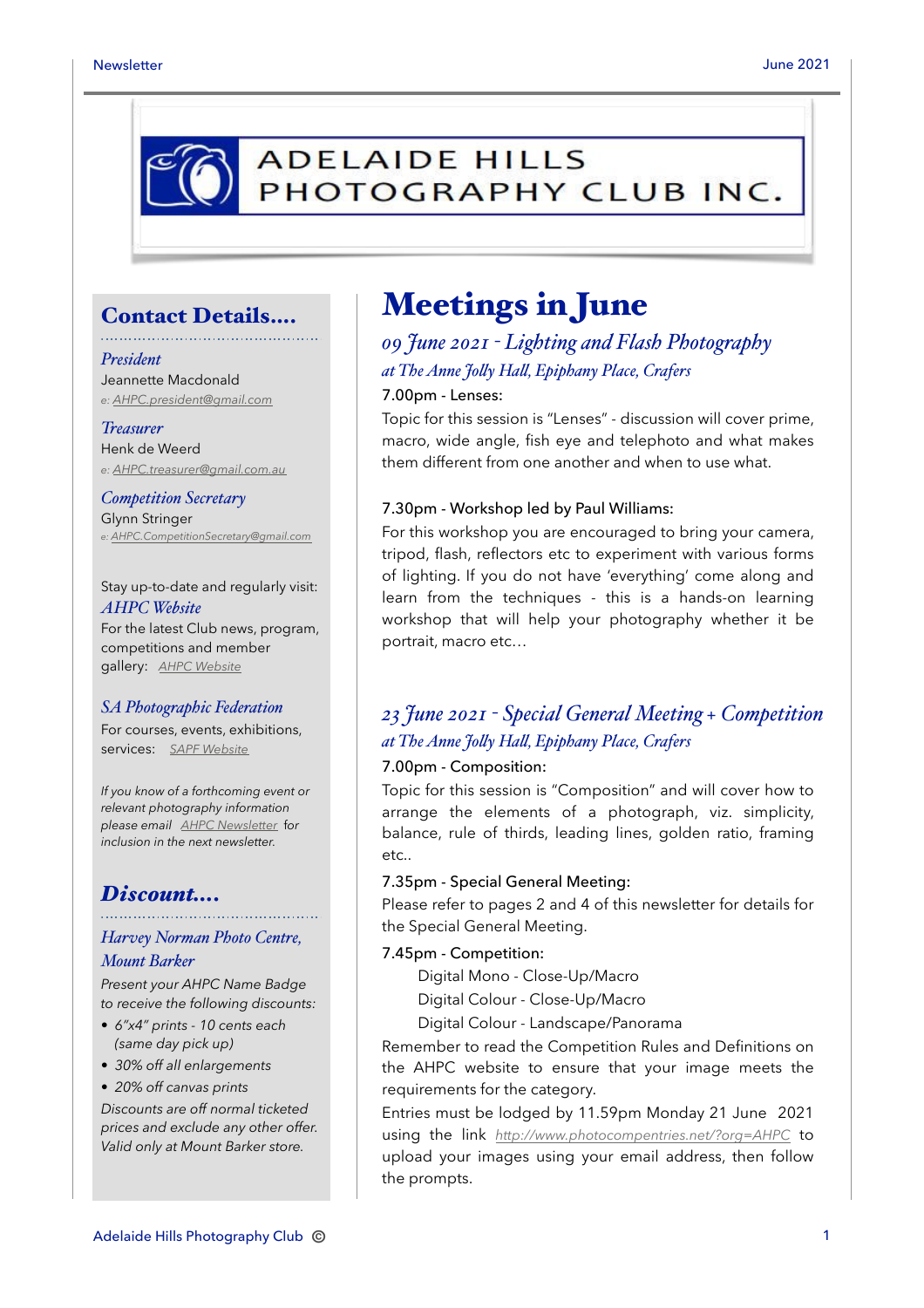# ADELAIDE HILLS PHOTOGRAPHY CLUB INC.

## Contact Details....

*President*
Jeannette Macdonald
e: AHPC.president@gmail.com

*Treasurer*
Henk de Weerd
e: AHPC.treasurer@gmail.com.au

*Competition Secretary*
Glynn Stringer
e: AHPC.CompetitionSecretary@gmail.com

Stay up-to-date and regularly visit:
*AHPC Website*
For the latest Club news, program, competitions and member gallery: AHPC Website

*SA Photographic Federation*
For courses, events, exhibitions, services: SAPF Website

*If you know of a forthcoming event or relevant photography information please email AHPC Newsletter for inclusion in the next newsletter.*

## Discount....

*Harvey Norman Photo Centre, Mount Barker*

*Present your AHPC Name Badge to receive the following discounts:*

- *6"x4" prints - 10 cents each (same day pick up)*
- *30% off all enlargements*
- *20% off canvas prints*

*Discounts are off normal ticketed prices and exclude any other offer. Valid only at Mount Barker store.*

# Meetings in June

### *09 June 2021 - Lighting and Flash Photography*

*at The Anne Jolly Hall, Epiphany Place, Crafers*

7.00pm - Lenses:

Topic for this session is "Lenses" - discussion will cover prime, macro, wide angle, fish eye and telephoto and what makes them different from one another and when to use what.

7.30pm - Workshop led by Paul Williams:

For this workshop you are encouraged to bring your camera, tripod, flash, reflectors etc to experiment with various forms of lighting. If you do not have 'everything' come along and learn from the techniques - this is a hands-on learning workshop that will help your photography whether it be portrait, macro etc…

### *23 June 2021 - Special General Meeting + Competition*

*at The Anne Jolly Hall, Epiphany Place, Crafers*

7.00pm - Composition:

Topic for this session is "Composition" and will cover how to arrange the elements of a photograph, viz. simplicity, balance, rule of thirds, leading lines, golden ratio, framing etc..

7.35pm - Special General Meeting:

Please refer to pages 2 and 4 of this newsletter for details for the Special General Meeting.

7.45pm - Competition:

Digital Mono - Close-Up/Macro
Digital Colour - Close-Up/Macro
Digital Colour - Landscape/Panorama

Remember to read the Competition Rules and Definitions on the AHPC website to ensure that your image meets the requirements for the category.

Entries must be lodged by 11.59pm Monday 21 June 2021 using the link http://www.photocompentries.net/?org=AHPC to upload your images using your email address, then follow the prompts.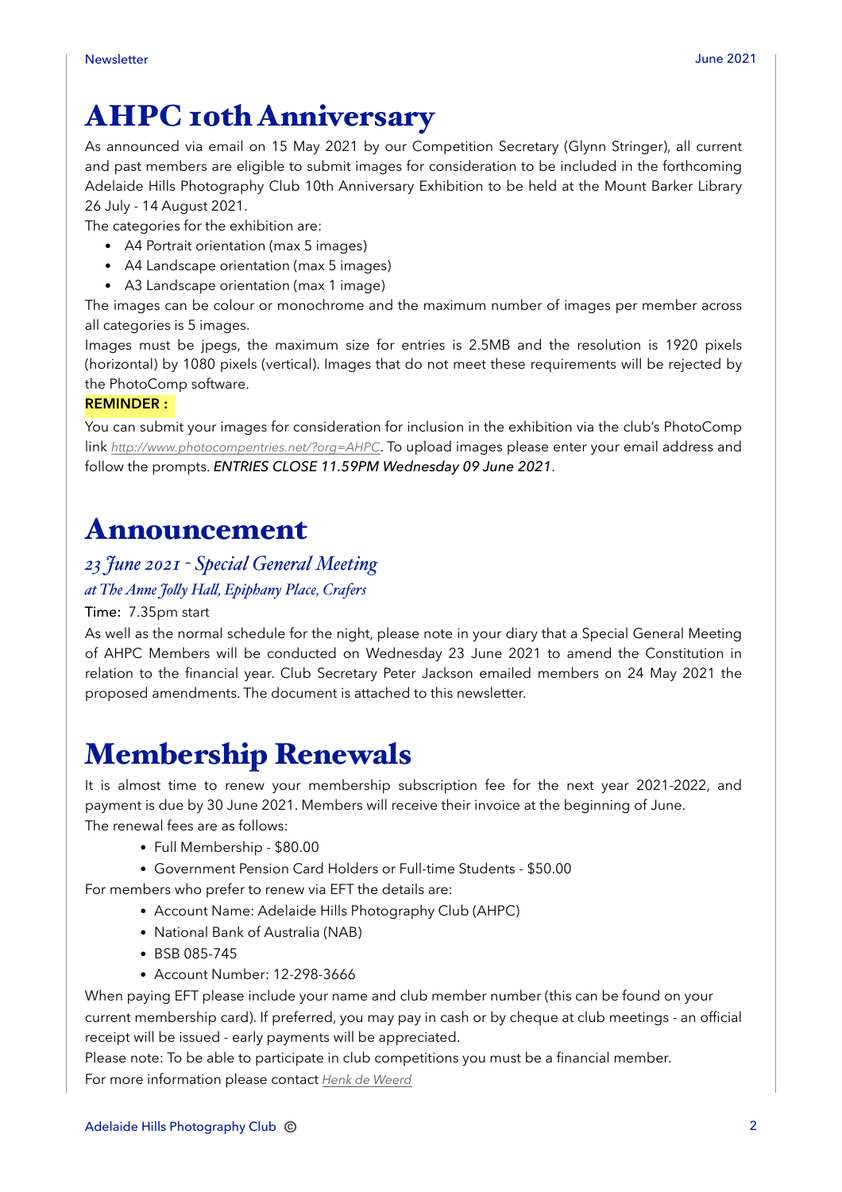# AHPC 10th Anniversary

As announced via email on 15 May 2021 by our Competition Secretary (Glynn Stringer), all current and past members are eligible to submit images for consideration to be included in the forthcoming Adelaide Hills Photography Club 10th Anniversary Exhibition to be held at the Mount Barker Library 26 July - 14 August 2021.

The categories for the exhibition are:

- A4 Portrait orientation (max 5 images)
- A4 Landscape orientation (max 5 images)
- A3 Landscape orientation (max 1 image)

The images can be colour or monochrome and the maximum number of images per member across all categories is 5 images.

Images must be jpegs, the maximum size for entries is 2.5MB and the resolution is 1920 pixels (horizontal) by 1080 pixels (vertical). Images that do not meet these requirements will be rejected by the PhotoComp software.

**REMINDER :**

You can submit your images for consideration for inclusion in the exhibition via the club's PhotoComp link *http://www.photocompentries.net/?org=AHPC*. To upload images please enter your email address and follow the prompts. *ENTRIES CLOSE 11.59PM Wednesday 09 June 2021*.

# Announcement

## *23 June 2021 - Special General Meeting*

### *at The Anne Jolly Hall, Epiphany Place, Crafers*

Time: 7.35pm start

As well as the normal schedule for the night, please note in your diary that a Special General Meeting of AHPC Members will be conducted on Wednesday 23 June 2021 to amend the Constitution in relation to the financial year. Club Secretary Peter Jackson emailed members on 24 May 2021 the proposed amendments. The document is attached to this newsletter.

# Membership Renewals

It is almost time to renew your membership subscription fee for the next year 2021-2022, and payment is due by 30 June 2021. Members will receive their invoice at the beginning of June.

The renewal fees are as follows:

- Full Membership - $80.00
- Government Pension Card Holders or Full-time Students - $50.00

For members who prefer to renew via EFT the details are:

- Account Name: Adelaide Hills Photography Club (AHPC)
- National Bank of Australia (NAB)
- BSB 085-745
- Account Number: 12-298-3666

When paying EFT please include your name and club member number (this can be found on your current membership card). If preferred, you may pay in cash or by cheque at club meetings - an official receipt will be issued - early payments will be appreciated.

Please note: To be able to participate in club competitions you must be a financial member.

For more information please contact *Henk de Weerd*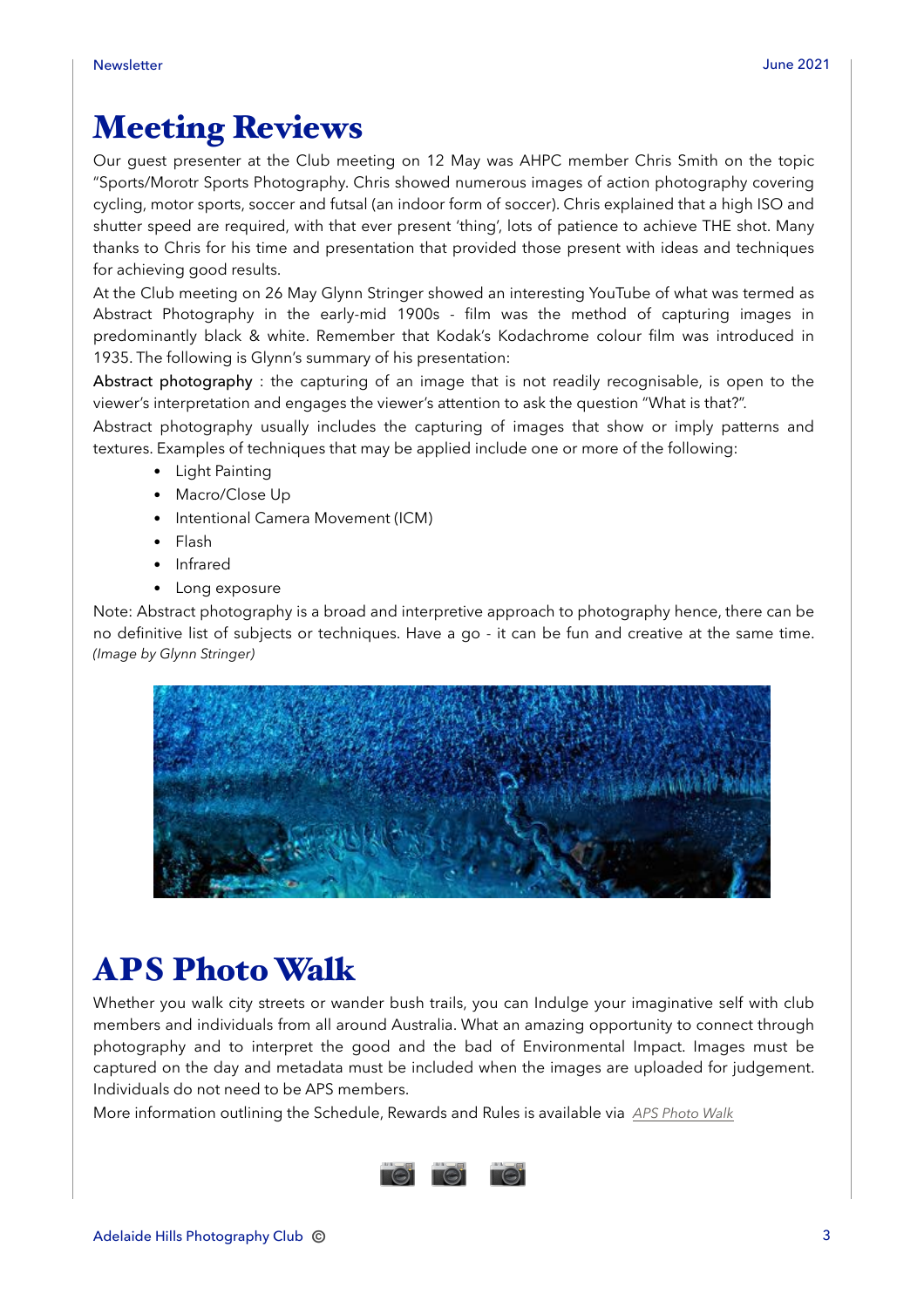# Meeting Reviews

Our guest presenter at the Club meeting on 12 May was AHPC member Chris Smith on the topic "Sports/Morotr Sports Photography. Chris showed numerous images of action photography covering cycling, motor sports, soccer and futsal (an indoor form of soccer). Chris explained that a high ISO and shutter speed are required, with that ever present 'thing', lots of patience to achieve THE shot. Many thanks to Chris for his time and presentation that provided those present with ideas and techniques for achieving good results.

At the Club meeting on 26 May Glynn Stringer showed an interesting YouTube of what was termed as Abstract Photography in the early-mid 1900s - film was the method of capturing images in predominantly black & white. Remember that Kodak's Kodachrome colour film was introduced in 1935. The following is Glynn's summary of his presentation:

Abstract photography : the capturing of an image that is not readily recognisable, is open to the viewer's interpretation and engages the viewer's attention to ask the question "What is that?".

Abstract photography usually includes the capturing of images that show or imply patterns and textures. Examples of techniques that may be applied include one or more of the following:

- Light Painting
- Macro/Close Up
- Intentional Camera Movement (ICM)
- Flash
- Infrared
- Long exposure

Note: Abstract photography is a broad and interpretive approach to photography hence, there can be no definitive list of subjects or techniques. Have a go - it can be fun and creative at the same time. *(Image by Glynn Stringer)*

# APS Photo Walk

Whether you walk city streets or wander bush trails, you can Indulge your imaginative self with club members and individuals from all around Australia. What an amazing opportunity to connect through photography and to interpret the good and the bad of Environmental Impact. Images must be captured on the day and metadata must be included when the images are uploaded for judgement. Individuals do not need to be APS members.

More information outlining the Schedule, Rewards and Rules is available via *APS Photo Walk*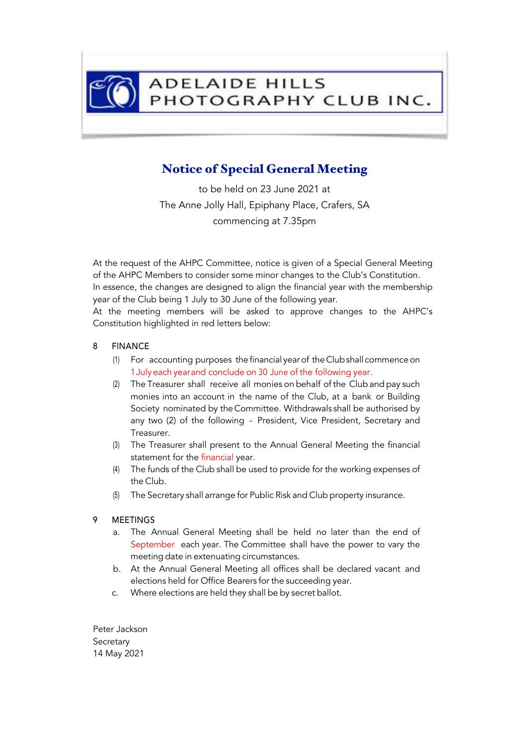# ADELAIDE HILLS PHOTOGRAPHY CLUB INC.

## Notice of Special General Meeting

to be held on 23 June 2021 at
The Anne Jolly Hall, Epiphany Place, Crafers, SA
commencing at 7.35pm

At the request of the AHPC Committee, notice is given of a Special General Meeting of the AHPC Members to consider some minor changes to the Club's Constitution. In essence, the changes are designed to align the financial year with the membership year of the Club being 1 July to 30 June of the following year.
At the meeting members will be asked to approve changes to the AHPC's Constitution highlighted in red letters below:

8 FINANCE

(1) For accounting purposes the financial year of the Club shall commence on 1 July each year and conclude on 30 June of the following year.

(2) The Treasurer shall receive all monies on behalf of the Club and pay such monies into an account in the name of the Club, at a bank or Building Society nominated by the Committee. Withdrawals shall be authorised by any two (2) of the following - President, Vice President, Secretary and Treasurer.

(3) The Treasurer shall present to the Annual General Meeting the financial statement for the financial year.

(4) The funds of the Club shall be used to provide for the working expenses of the Club.

(5) The Secretary shall arrange for Public Risk and Club property insurance.

9 MEETINGS

a. The Annual General Meeting shall be held no later than the end of September each year. The Committee shall have the power to vary the meeting date in extenuating circumstances.

b. At the Annual General Meeting all offices shall be declared vacant and elections held for Office Bearers for the succeeding year.

c. Where elections are held they shall be by secret ballot.

Peter Jackson
Secretary
14 May 2021